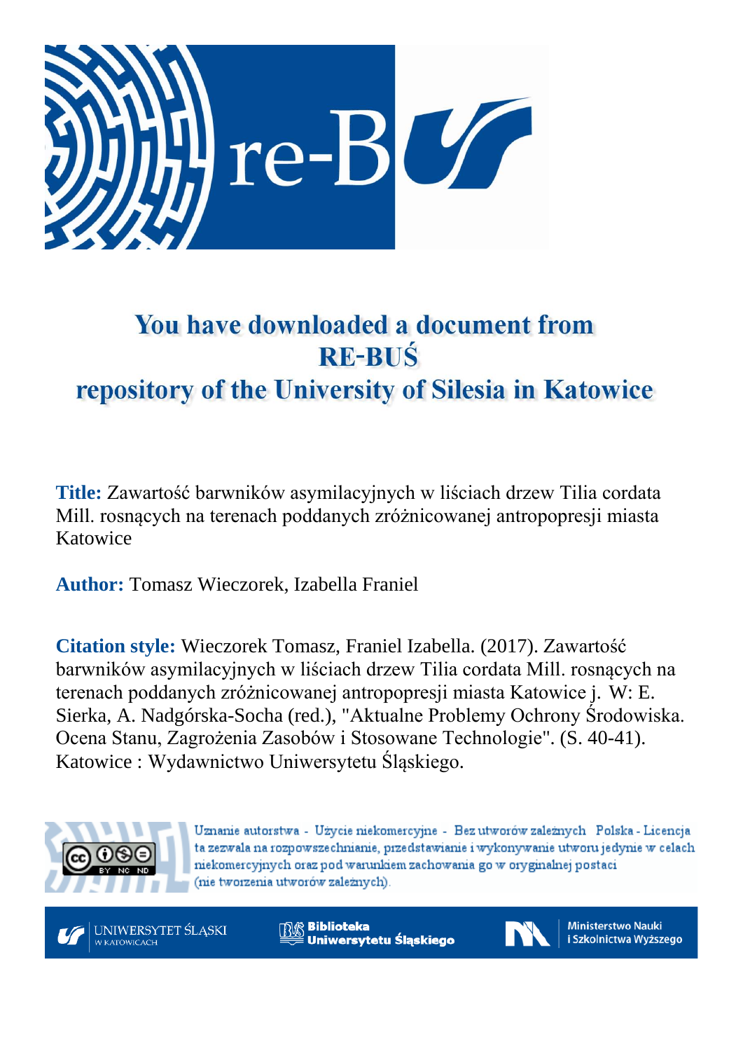# You have downloaded a document from RE-BUŚ repository of the University of Silesia in Katowice

**Title:** Zawartość barwników asymilacyjnych w liściach drzew Tilia cordata Mill. rosnących na terenach poddanych zróżnicowanej antropopresji miasta Katowice

**Author:** Tomasz Wieczorek, Izabella Franiel

**Citation style:** Wieczorek Tomasz, Franiel Izabella. (2017). Zawartość barwników asymilacyjnych w liściach drzew Tilia cordata Mill. rosnących na terenach poddanych zróżnicowanej antropopresji miasta Katowice j. W: E. Sierka, A. Nadgórska-Socha (red.), "Aktualne Problemy Ochrony Środowiska. Ocena Stanu, Zagrożenia Zasobów i Stosowane Technologie". (S. 40-41). Katowice : Wydawnictwo Uniwersytetu Śląskiego.

Uznanie autorstwa - Użycie niekomercyjne - Bez utworów zależnych Polska - Licencja ta zezwala na rozpowszechnianie, przedstawianie i wykonywanie utworu jedynie w celach niekomercyjnych oraz pod warunkiem zachowania go w oryginalnej postaci (nie tworzenia utworów zależnych).

UNIWERSYTET ŚLĄSKI W KATOWICACH

Biblioteka Uniwersytetu Śląskiego

Ministerstwo Nauki i Szkolnictwa Wyższego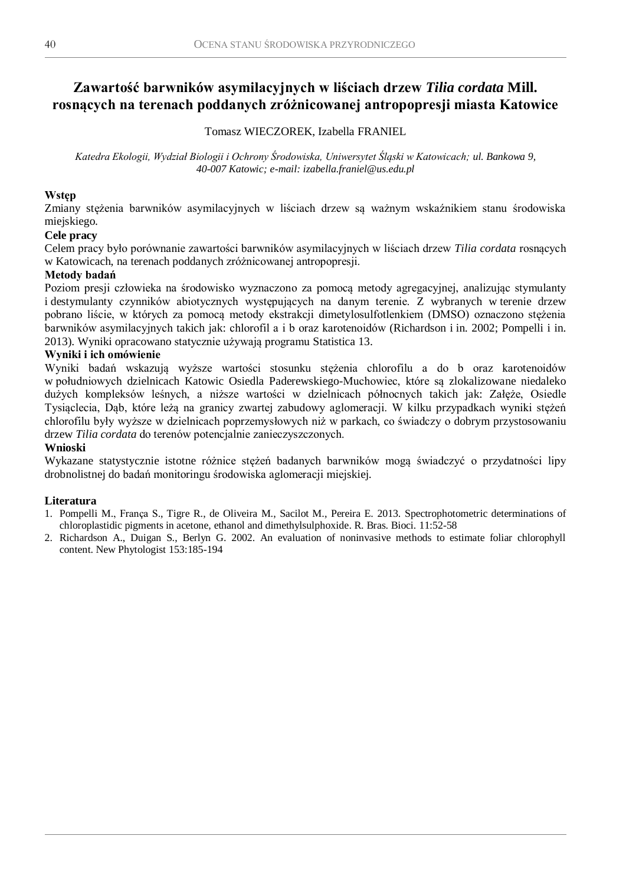# Zawartość barwników asymilacyjnych w liściach drzew *Tilia cordata* Mill. rosnących na terenach poddanych zróżnicowanej antropopresji miasta Katowice

Tomasz WIECZOREK, Izabella FRANIEL

*Katedra Ekologii, Wydział Biologii i Ochrony Środowiska, Uniwersytet Śląski w Katowicach; ul. Bankowa 9, 40-007 Katowic; e-mail: izabella.franiel@us.edu.pl*

**Wstęp**

Zmiany stężenia barwników asymilacyjnych w liściach drzew są ważnym wskaźnikiem stanu środowiska miejskiego.

**Cele pracy**

Celem pracy było porównanie zawartości barwników asymilacyjnych w liściach drzew *Tilia cordata* rosnących w Katowicach, na terenach poddanych zróżnicowanej antropopresji.

**Metody badań**

Poziom presji człowieka na środowisko wyznaczono za pomocą metody agregacyjnej, analizując stymulanty i destymulanty czynników abiotycznych występujących na danym terenie. Z wybranych w terenie drzew pobrano liście, w których za pomocą metody ekstrakcji dimetylosulfotlenkiem (DMSO) oznaczono stężenia barwników asymilacyjnych takich jak: chlorofil a i b oraz karotenoidów (Richardson i in. 2002; Pompelli i in. 2013). Wyniki opracowano statycznie używają programu Statistica 13.

**Wyniki i ich omówienie**

Wyniki badań wskazują wyższe wartości stosunku stężenia chlorofilu a do b oraz karotenoidów w południowych dzielnicach Katowic Osiedla Paderewskiego-Muchowiec, które są zlokalizowane niedaleko dużych kompleksów leśnych, a niższe wartości w dzielnicach północnych takich jak: Załęże, Osiedle Tysiąclecia, Dąb, które leżą na granicy zwartej zabudowy aglomeracji. W kilku przypadkach wyniki stężeń chlorofilu były wyższe w dzielnicach poprzemysłowych niż w parkach, co świadczy o dobrym przystosowaniu drzew *Tilia cordata* do terenów potencjalnie zanieczyszczonych.

**Wnioski**

Wykazane statystycznie istotne różnice stężeń badanych barwników mogą świadczyć o przydatności lipy drobnolistnej do badań monitoringu środowiska aglomeracji miejskiej.

**Literatura**

1. Pompelli M., França S., Tigre R., de Oliveira M., Sacilot M., Pereira E. 2013. Spectrophotometric determinations of chloroplastidic pigments in acetone, ethanol and dimethylsulphoxide. R. Bras. Bioci. 11:52-58
2. Richardson A., Duigan S., Berlyn G. 2002. An evaluation of noninvasive methods to estimate foliar chlorophyll content. New Phytologist 153:185-194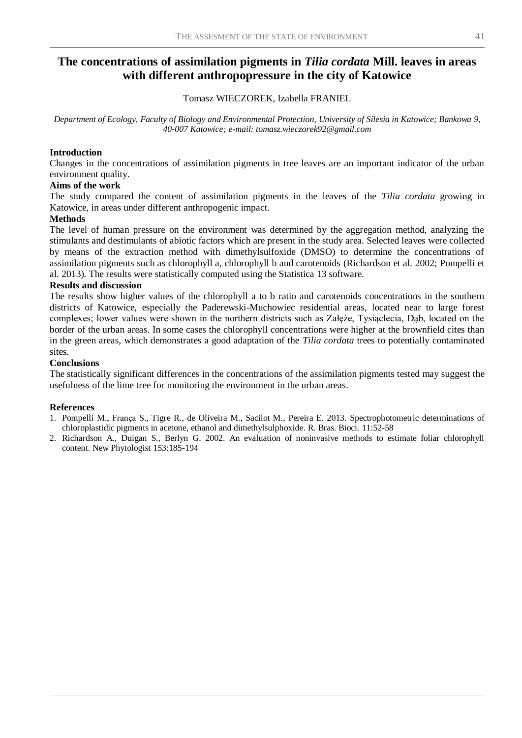# The concentrations of assimilation pigments in *Tilia cordata* Mill. leaves in areas with different anthropopressure in the city of Katowice

Tomasz WIECZOREK, Izabella FRANIEL

*Department of Ecology, Faculty of Biology and Environmental Protection, University of Silesia in Katowice; Bankowa 9, 40-007 Katowice; e-mail: tomasz.wieczorek92@gmail.com*

**Introduction**

Changes in the concentrations of assimilation pigments in tree leaves are an important indicator of the urban environment quality.

**Aims of the work**

The study compared the content of assimilation pigments in the leaves of the *Tilia cordata* growing in Katowice, in areas under different anthropogenic impact.

**Methods**

The level of human pressure on the environment was determined by the aggregation method, analyzing the stimulants and destimulants of abiotic factors which are present in the study area. Selected leaves were collected by means of the extraction method with dimethylsulfoxide (DMSO) to determine the concentrations of assimilation pigments such as chlorophyll a, chlorophyll b and carotenoids (Richardson et al. 2002; Pompelli et al. 2013). The results were statistically computed using the Statistica 13 software.

**Results and discussion**

The results show higher values of the chlorophyll a to b ratio and carotenoids concentrations in the southern districts of Katowice, especially the Paderewski-Muchowiec residential areas, located near to large forest complexes; lower values were shown in the northern districts such as Załęże, Tysiąclecia, Dąb, located on the border of the urban areas. In some cases the chlorophyll concentrations were higher at the brownfield cites than in the green areas, which demonstrates a good adaptation of the *Tilia cordata* trees to potentially contaminated sites.

**Conclusions**

The statistically significant differences in the concentrations of the assimilation pigments tested may suggest the usefulness of the lime tree for monitoring the environment in the urban areas.

**References**

1. Pompelli M., França S., Tigre R., de Oliveira M., Sacilot M., Pereira E. 2013. Spectrophotometric determinations of chloroplastidic pigments in acetone, ethanol and dimethylsulphoxide. R. Bras. Bioci. 11:52-58
2. Richardson A., Duigan S., Berlyn G. 2002. An evaluation of noninvasive methods to estimate foliar chlorophyll content. New Phytologist 153:185-194